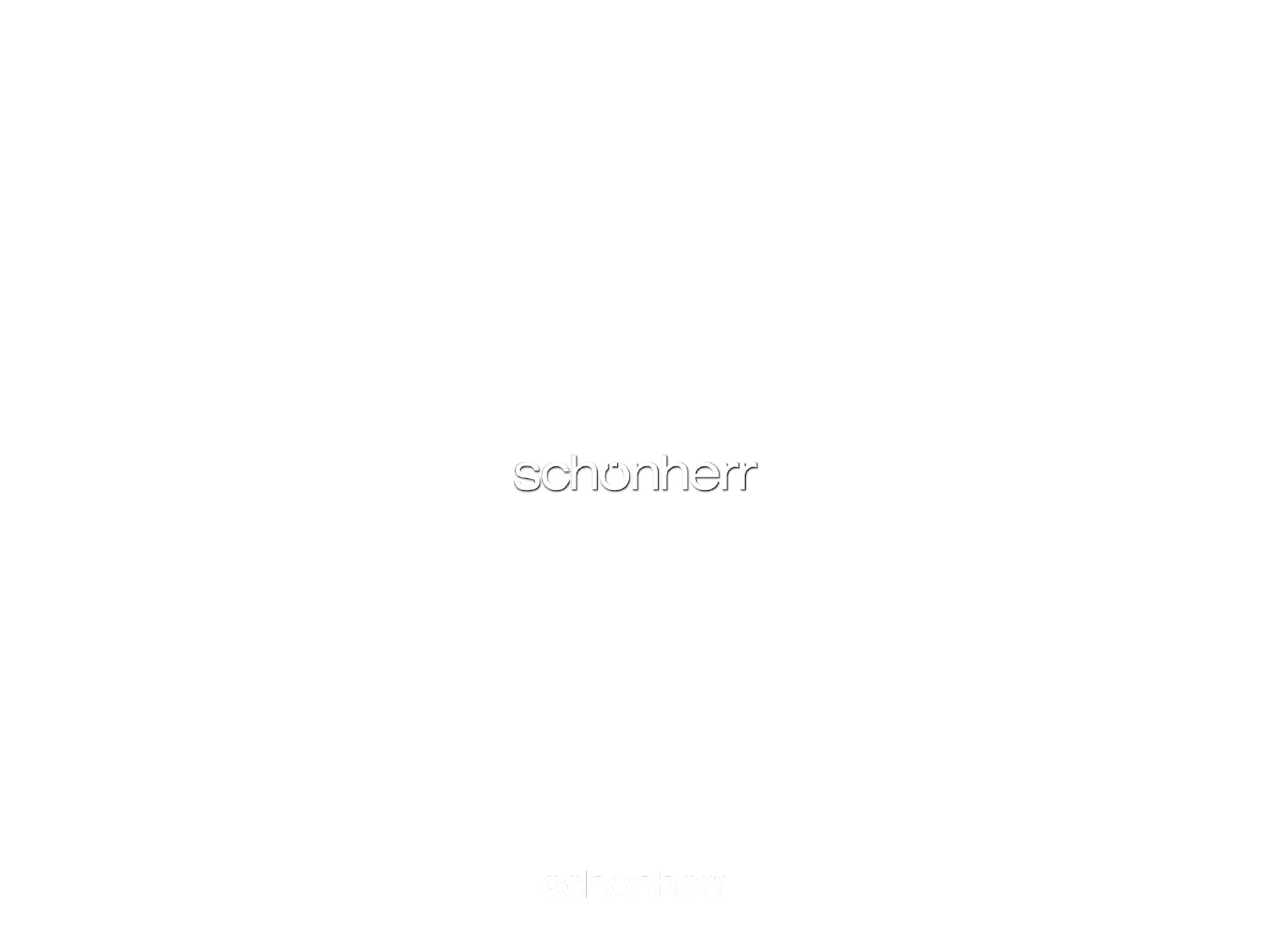schönherr

schönherr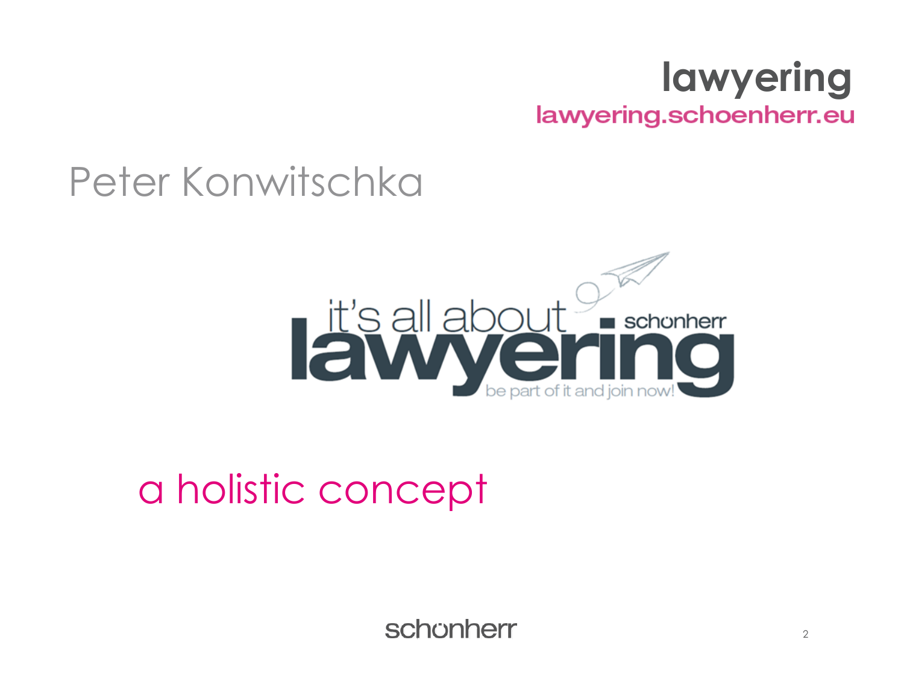# lawyering

lawyering.schoenherr.eu

## Peter Konwitschka

it's all about lawyering

schönherr

be part of it and join now!

a holistic concept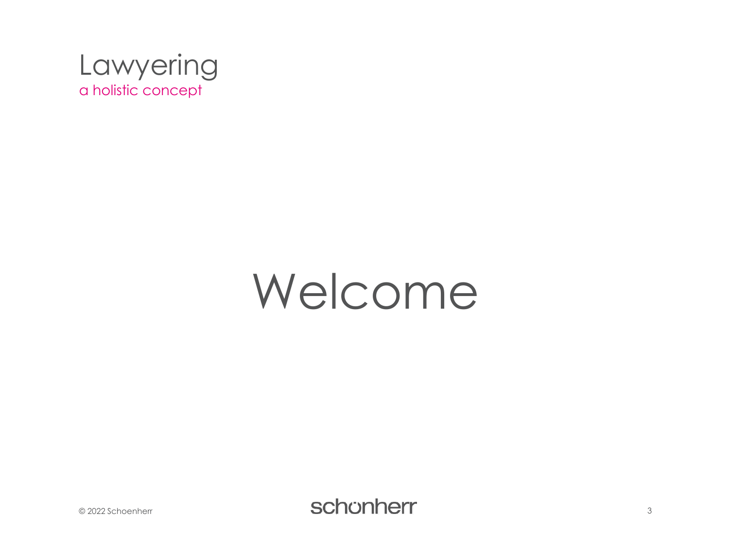Lawyering

a holistic concept

# Welcome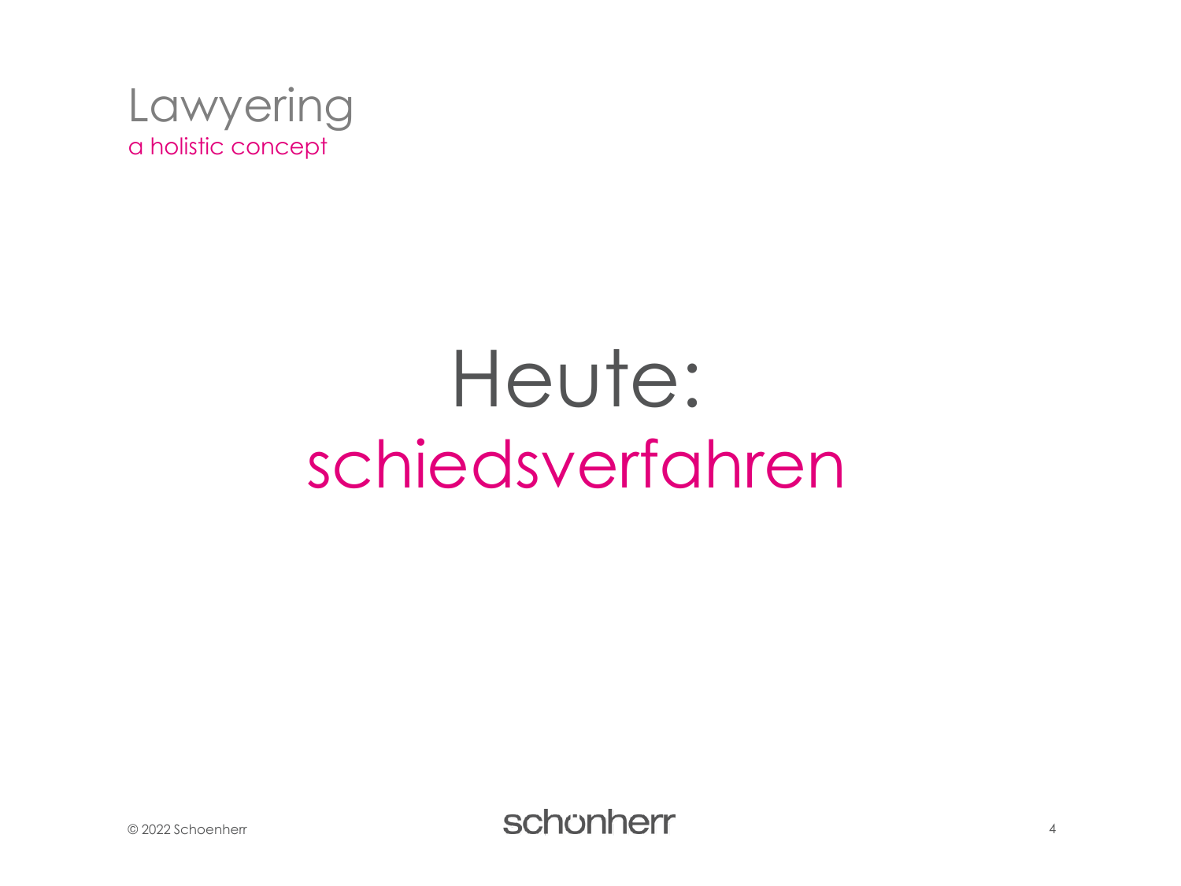Lawyering
a holistic concept

# Heute:
# schiedsverfahren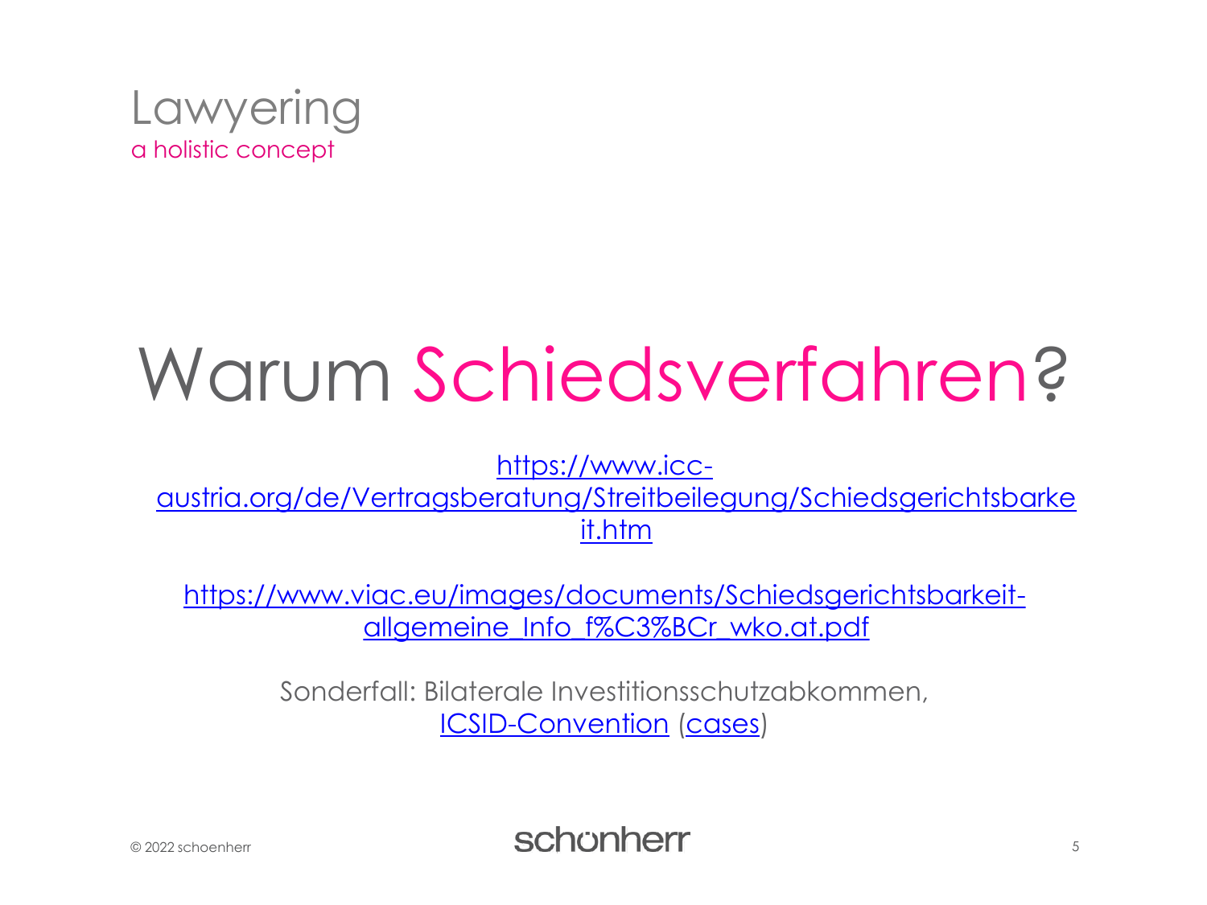Lawyering
a holistic concept

# Warum Schiedsverfahren?

https://www.icc-austria.org/de/Vertragsberatung/Streitbeilegung/Schiedsgerichtsbarkeit.htm

https://www.viac.eu/images/documents/Schiedsgerichtsbarkeit-allgemeine_Info_f%C3%BCr_wko.at.pdf

Sonderfall: Bilaterale Investitionsschutzabkommen, ICSID-Convention (cases)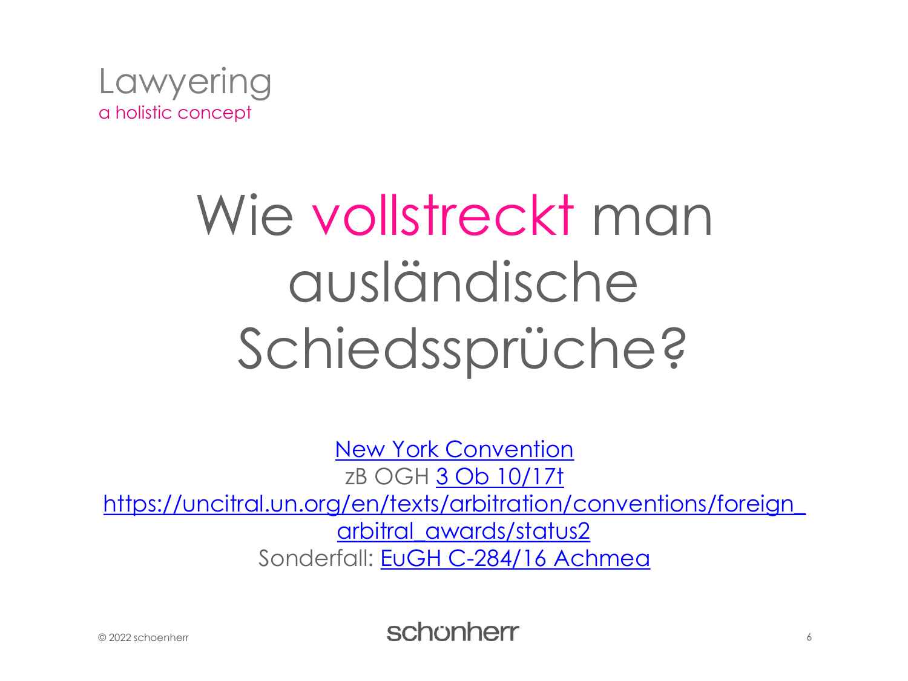Lawyering
a holistic concept

# Wie vollstreckt man ausländische Schiedssprüche?

New York Convention
zB OGH 3 Ob 10/17t
https://uncitral.un.org/en/texts/arbitration/conventions/foreign_arbitral_awards/status2
Sonderfall: EuGH C-284/16 Achmea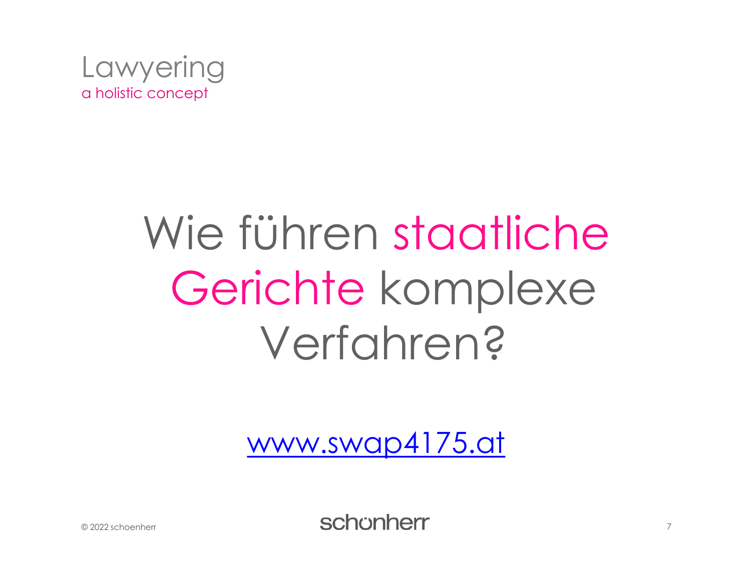Lawyering
a holistic concept

# Wie führen staatliche Gerichte komplexe Verfahren?

[www.swap4175.at](http://www.swap4175.at)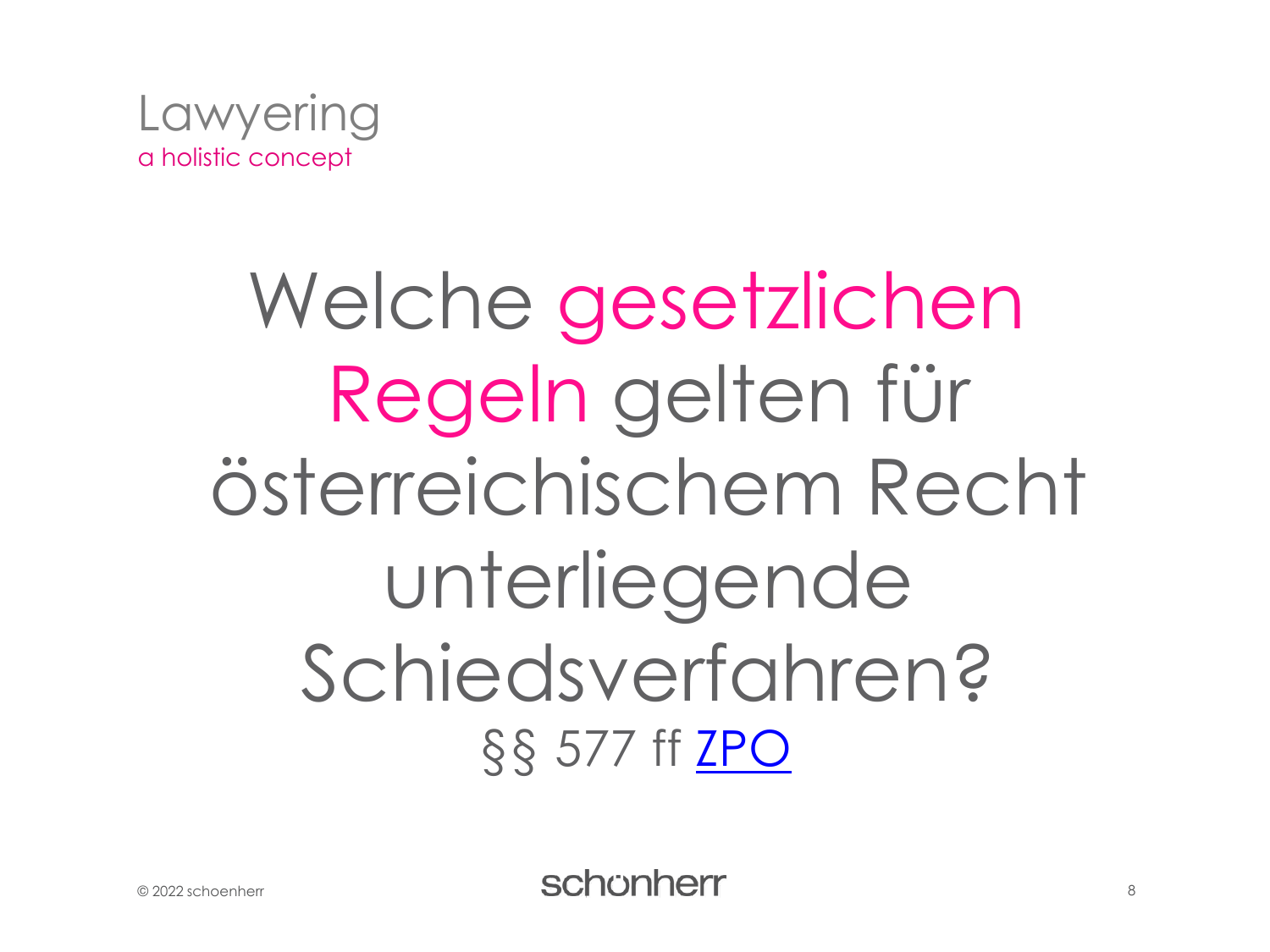Lawyering
a holistic concept

# Welche gesetzlichen Regeln gelten für österreichischem Recht unterliegende Schiedsverfahren?

§§ 577 ff ZPO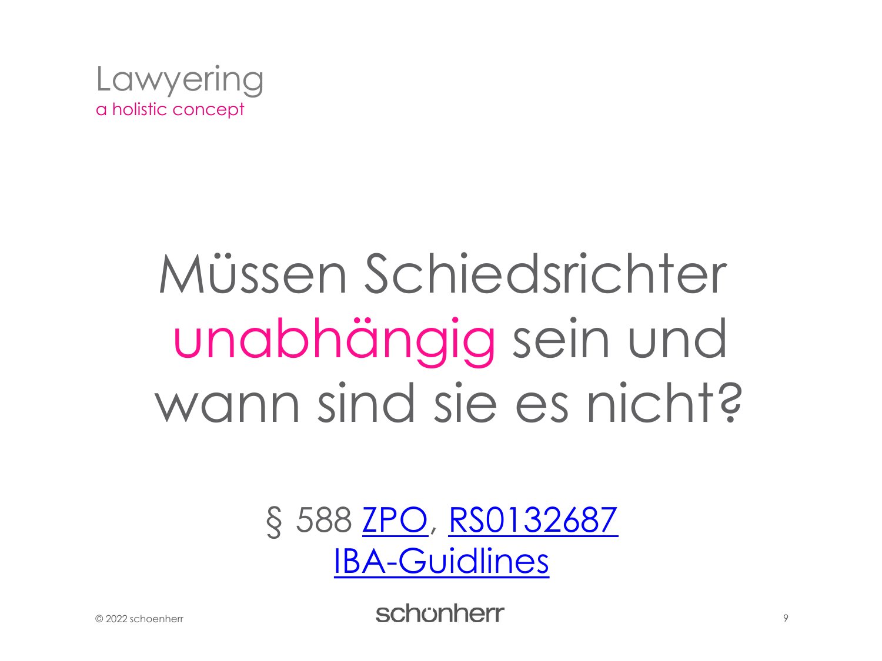Lawyering
a holistic concept

# Müssen Schiedsrichter unabhängig sein und wann sind sie es nicht?

§ 588 ZPO, RS0132687
IBA-Guidlines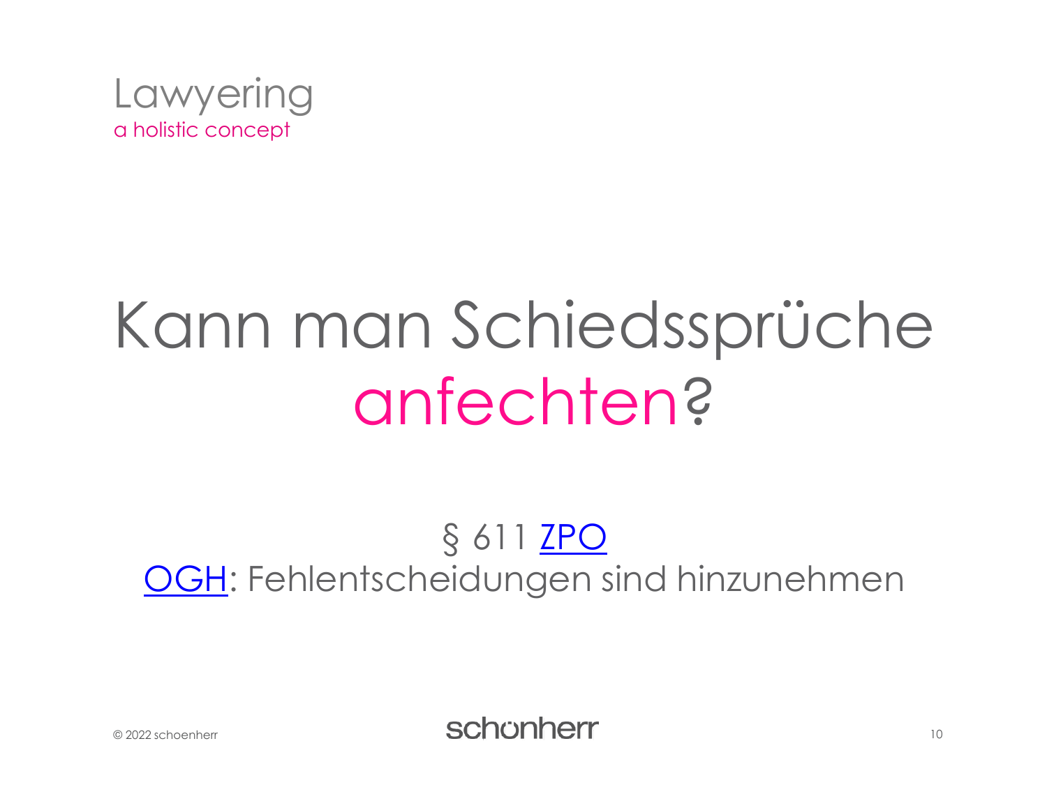Lawyering
a holistic concept

# Kann man Schiedssprüche anfechten?

§ 611 ZPO

OGH: Fehlentscheidungen sind hinzunehmen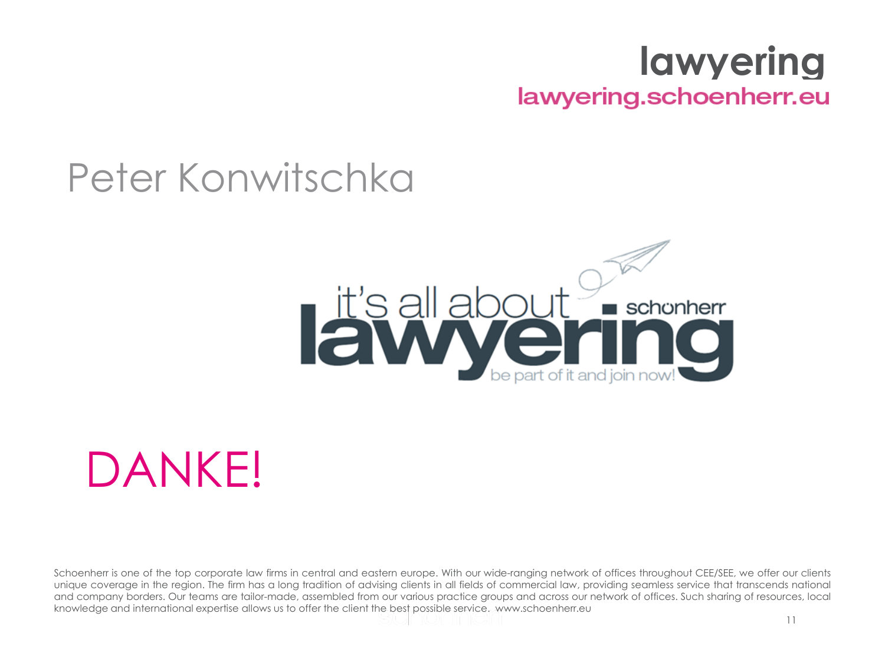**lawyering**
lawyering.schoenherr.eu

# Peter Konwitschka

it's all about lawyering
schönherr
be part of it and join now!

# DANKE!

Schoenherr is one of the top corporate law firms in central and eastern europe. With our wide-ranging network of offices throughout CEE/SEE, we offer our clients unique coverage in the region. The firm has a long tradition of advising clients in all fields of commercial law, providing seamless service that transcends national and company borders. Our teams are tailor-made, assembled from our various practice groups and across our network of offices. Such sharing of resources, local knowledge and international expertise allows us to offer the client the best possible service. www.schoenherr.eu